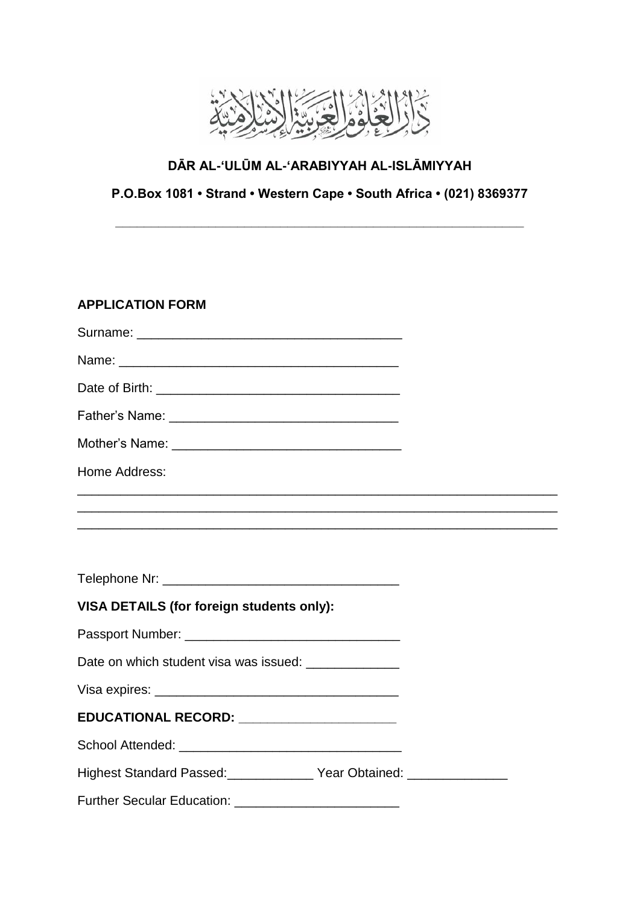دار العلوم العربية الإسلامية

**DĀR AL-‘ULŪM AL-‘ARABIYYAH AL-ISLĀMIYYAH**

**P.O.Box 1081 • Strand • Western Cape • South Africa • (021) 8369377**

---

**APPLICATION FORM**

Surname: ____________________________________

Name: ______________________________________

Date of Birth: _________________________________

Father’s Name: _______________________________

Mother’s Name: _______________________________

Home Address:

_________________________________________________________________
_________________________________________________________________
_________________________________________________________________

Telephone Nr: ________________________________

**VISA DETAILS (for foreign students only):**

Passport Number: _____________________________

Date on which student visa was issued: ____________

Visa expires: _________________________________

**EDUCATIONAL RECORD:** ______________________

School Attended: ______________________________

Highest Standard Passed:____________ Year Obtained: ______________

Further Secular Education: ______________________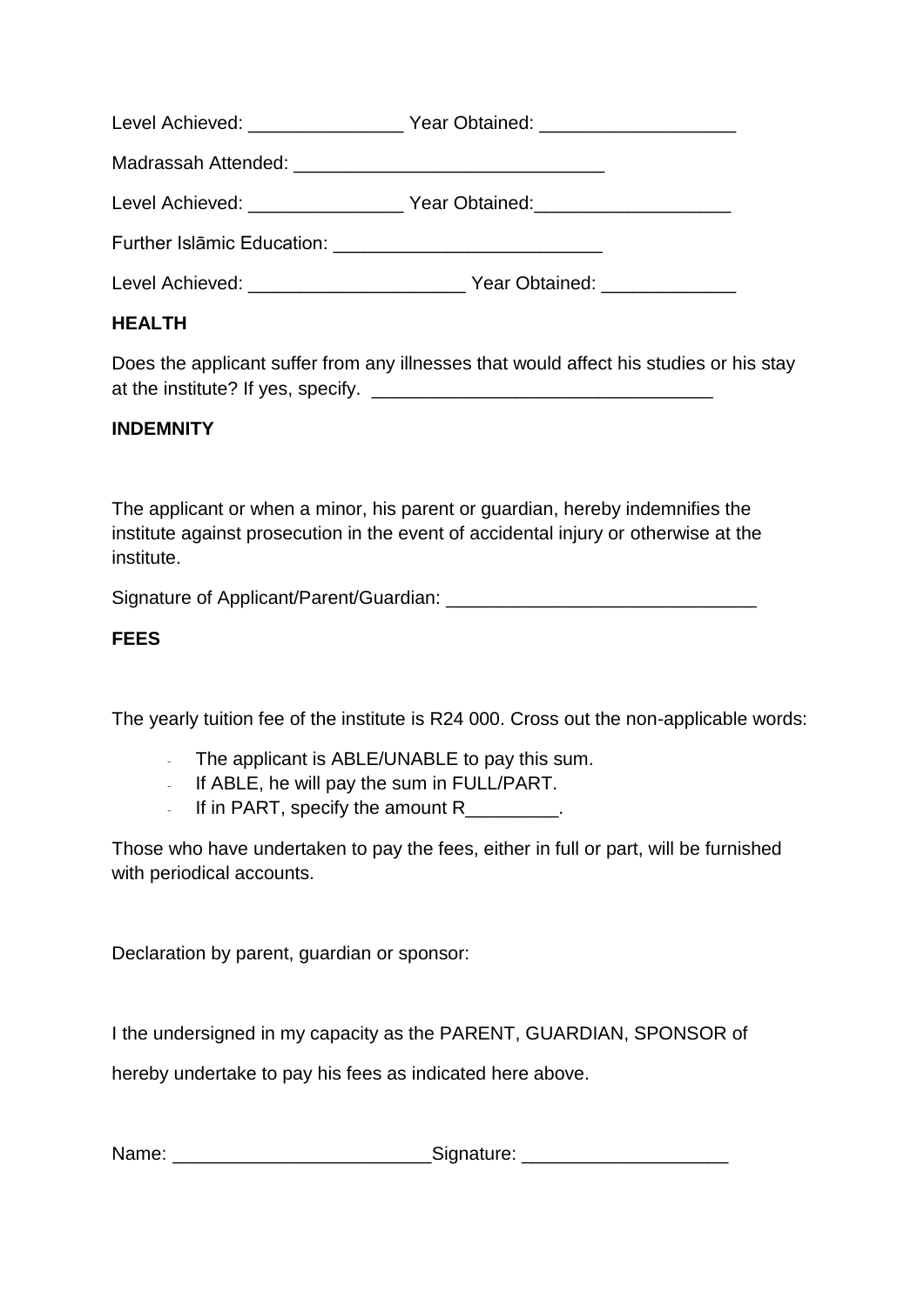Level Achieved: _______________ Year Obtained: ___________________

Madrassah Attended: ______________________________

Level Achieved: _______________ Year Obtained:___________________

Further Islāmic Education: __________________________

Level Achieved: _____________________ Year Obtained: _____________

**HEALTH**

Does the applicant suffer from any illnesses that would affect his studies or his stay at the institute? If yes, specify. _________________________________

**INDEMNITY**

The applicant or when a minor, his parent or guardian, hereby indemnifies the institute against prosecution in the event of accidental injury or otherwise at the institute.

Signature of Applicant/Parent/Guardian: ______________________________

**FEES**

The yearly tuition fee of the institute is R24 000. Cross out the non-applicable words:

- The applicant is ABLE/UNABLE to pay this sum.
- If ABLE, he will pay the sum in FULL/PART.
- If in PART, specify the amount R_________.

Those who have undertaken to pay the fees, either in full or part, will be furnished with periodical accounts.

Declaration by parent, guardian or sponsor:

I the undersigned in my capacity as the PARENT, GUARDIAN, SPONSOR of

hereby undertake to pay his fees as indicated here above.

Name: _________________________Signature: ____________________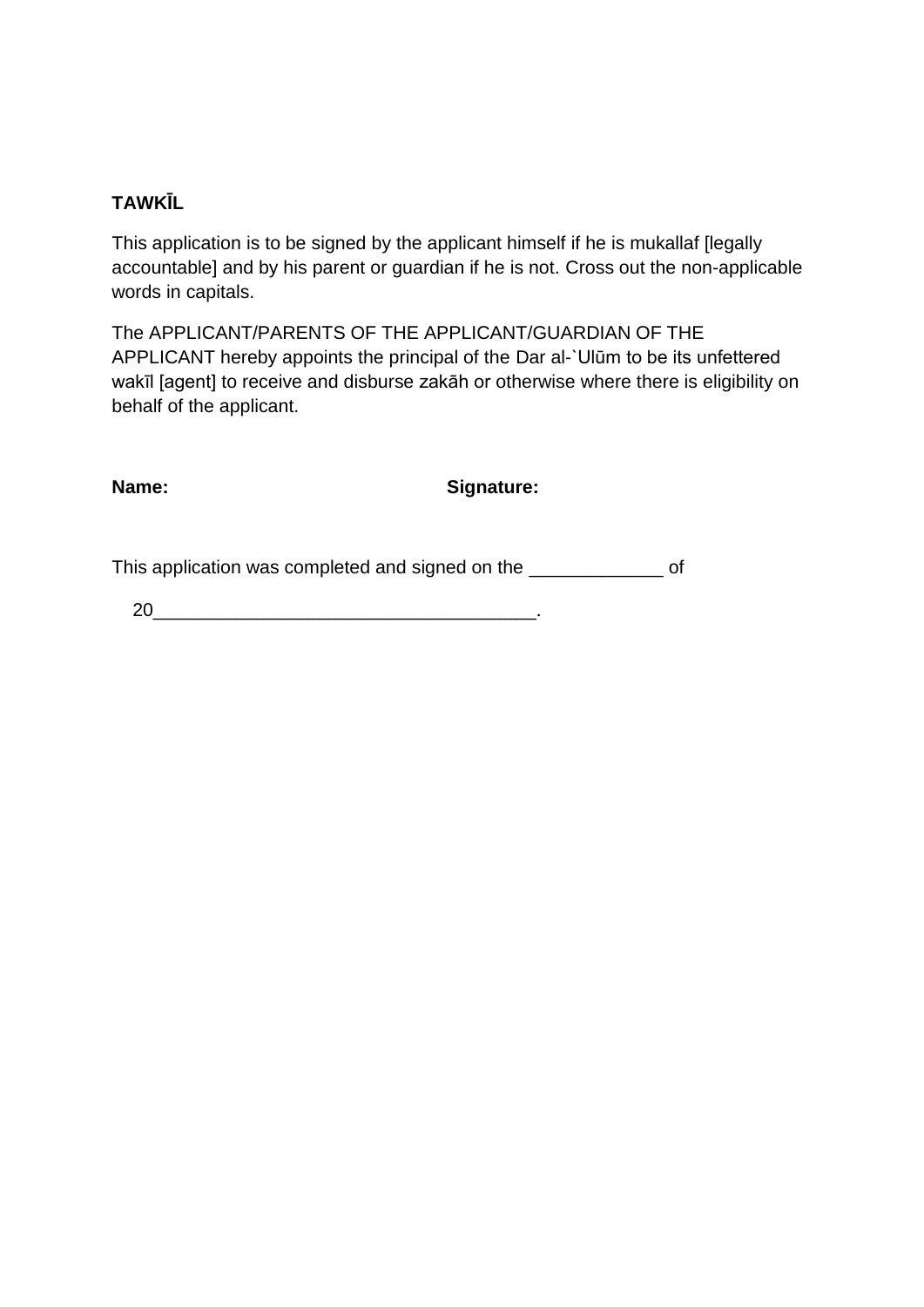**TAWKĪL**

This application is to be signed by the applicant himself if he is mukallaf [legally accountable] and by his parent or guardian if he is not. Cross out the non-applicable words in capitals.

The APPLICANT/PARENTS OF THE APPLICANT/GUARDIAN OF THE APPLICANT hereby appoints the principal of the Dar al-`Ulūm to be its unfettered wakīl [agent] to receive and disburse zakāh or otherwise where there is eligibility on behalf of the applicant.

**Name:** **Signature:**

This application was completed and signed on the _____________ of

20____________________________________.